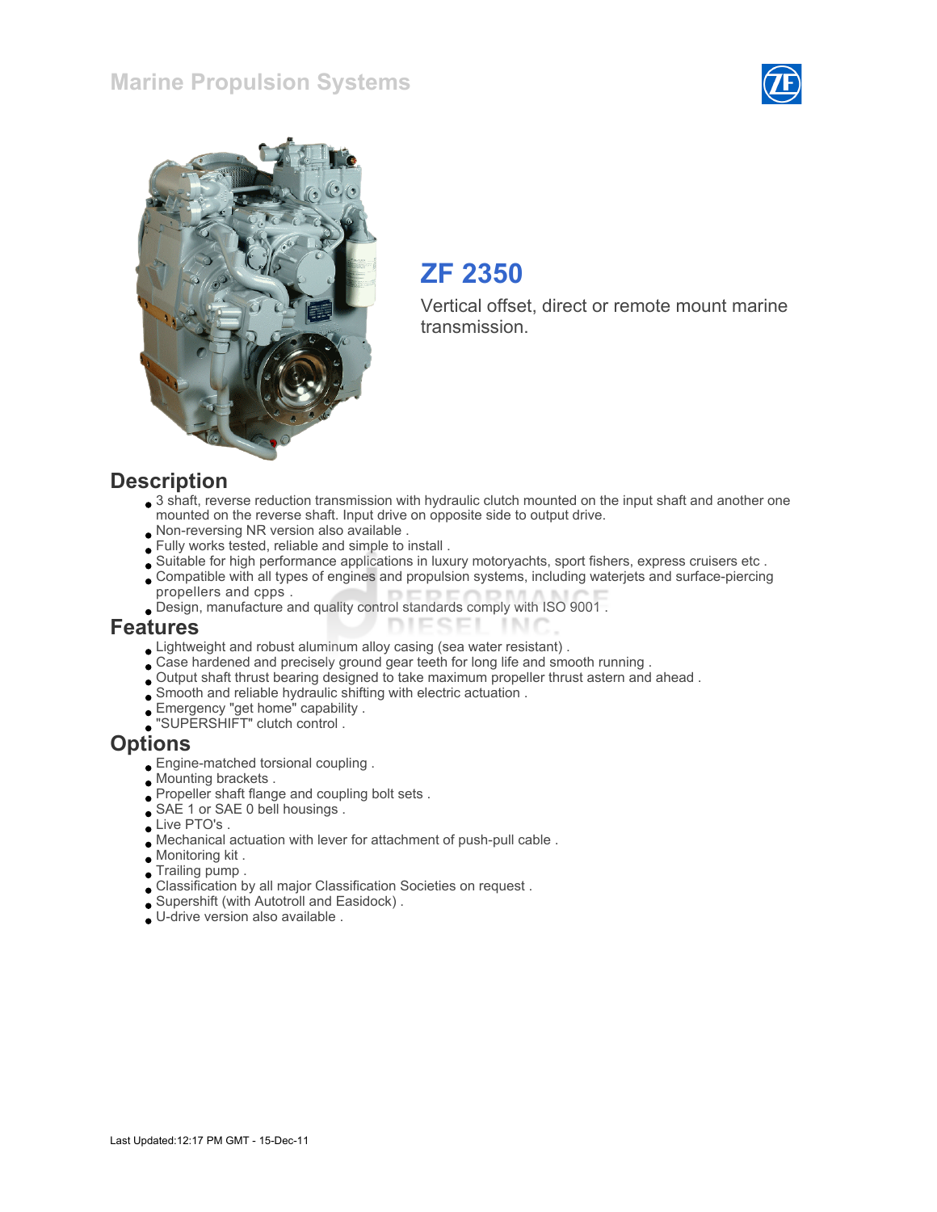# Marine Propulsion Systems

## ZF 2350

Vertical offset, direct or remote mount marine transmission.

## Description

- 3 shaft, reverse reduction transmission with hydraulic clutch mounted on the input shaft and another one mounted on the reverse shaft. Input drive on opposite side to output drive.
- Non-reversing NR version also available .
- Fully works tested, reliable and simple to install .
- Suitable for high performance applications in luxury motoryachts, sport fishers, express cruisers etc .
- Compatible with all types of engines and propulsion systems, including waterjets and surface-piercing propellers and cpps .
- Design, manufacture and quality control standards comply with ISO 9001 .

## Features

- Lightweight and robust aluminum alloy casing (sea water resistant) .
- Case hardened and precisely ground gear teeth for long life and smooth running .
- Output shaft thrust bearing designed to take maximum propeller thrust astern and ahead .
- Smooth and reliable hydraulic shifting with electric actuation .
- Emergency "get home" capability .
- "SUPERSHIFT" clutch control .

## Options

- Engine-matched torsional coupling .
- Mounting brackets .
- Propeller shaft flange and coupling bolt sets .
- SAE 1 or SAE 0 bell housings .
- Live PTO's .
- Mechanical actuation with lever for attachment of push-pull cable .
- Monitoring kit .
- Trailing pump .
- Classification by all major Classification Societies on request .
- Supershift (with Autotroll and Easidock) .
- U-drive version also available .

Last Updated:12:17 PM GMT - 15-Dec-11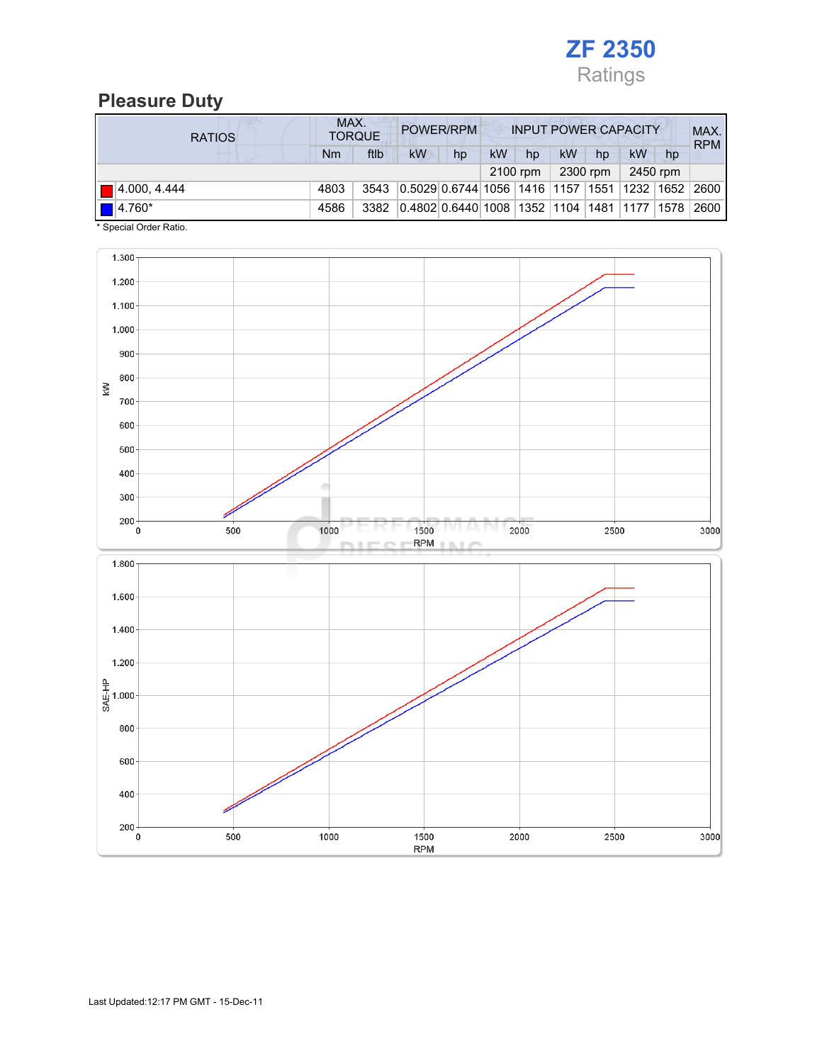# ZF 2350

Ratings

## Pleasure Duty

| RATIOS | MAX. TORQUE | | POWER/RPM | | INPUT POWER CAPACITY | | | | | | MAX. RPM |
|---|---|---|---|---|---|---|---|---|---|---|---|
| | Nm | ftlb | kW | hp | kW | hp | kW | hp | kW | hp | |
| | | | | | 2100 rpm | | 2300 rpm | | 2450 rpm | | |
| 4.000, 4.444 | 4803 | 3543 | 0.5029 | 0.6744 | 1056 | 1416 | 1157 | 1551 | 1232 | 1652 | 2600 |
| 4.760* | 4586 | 3382 | 0.4802 | 0.6440 | 1008 | 1352 | 1104 | 1481 | 1177 | 1578 | 2600 |

\* Special Order Ratio.

Last Updated:12:17 PM GMT - 15-Dec-11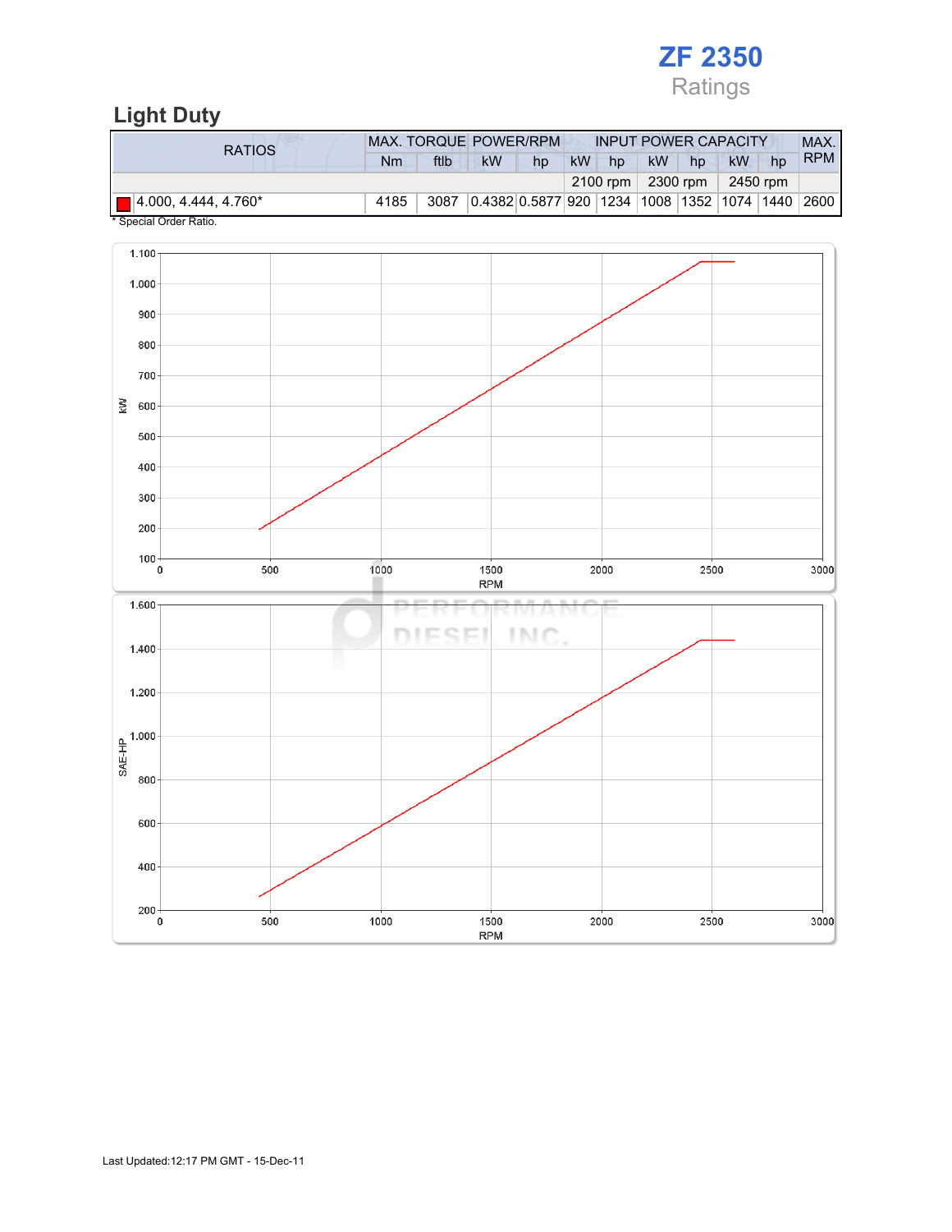# ZF 2350

Ratings

## Light Duty

| RATIOS | MAX. TORQUE | | POWER/RPM | | INPUT POWER CAPACITY | | | | | | MAX. RPM |
|---|---|---|---|---|---|---|---|---|---|---|---|
| | Nm | ftlb | kW | hp | kW | hp | kW | hp | kW | hp | |
| | | | | | 2100 rpm | | 2300 rpm | | 2450 rpm | | |
| 4.000, 4.444, 4.760* | 4185 | 3087 | 0.4382 | 0.5877 | 920 | 1234 | 1008 | 1352 | 1074 | 1440 | 2600 |

* Special Order Ratio.

Last Updated:12:17 PM GMT - 15-Dec-11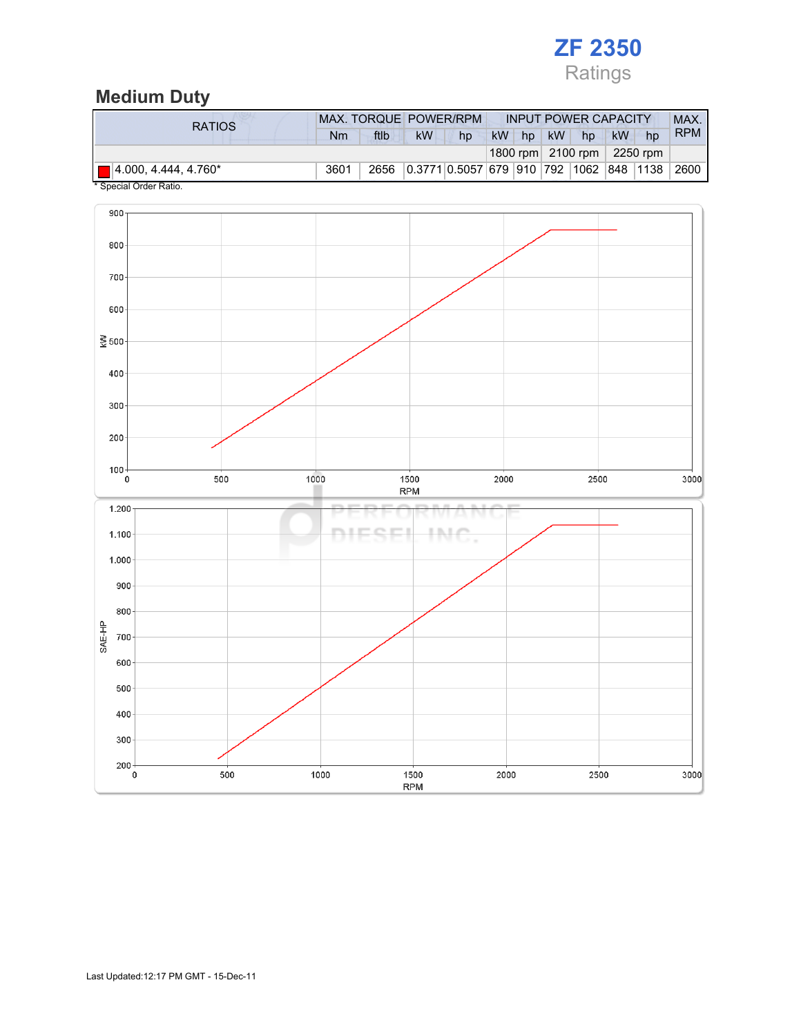# ZF 2350

Ratings

## Medium Duty

| RATIOS | MAX. TORQUE | | POWER/RPM | | INPUT POWER CAPACITY | | | | | | MAX. RPM |
|---|---|---|---|---|---|---|---|---|---|---|---|
| | Nm | ftlb | kW | hp | kW | hp | kW | hp | kW | hp | |
| | | | | | 1800 rpm | | 2100 rpm | | 2250 rpm | | |
| 4.000, 4.444, 4.760* | 3601 | 2656 | 0.3771 | 0.5057 | 679 | 910 | 792 | 1062 | 848 | 1138 | 2600 |

\* Special Order Ratio.

Last Updated:12:17 PM GMT - 15-Dec-11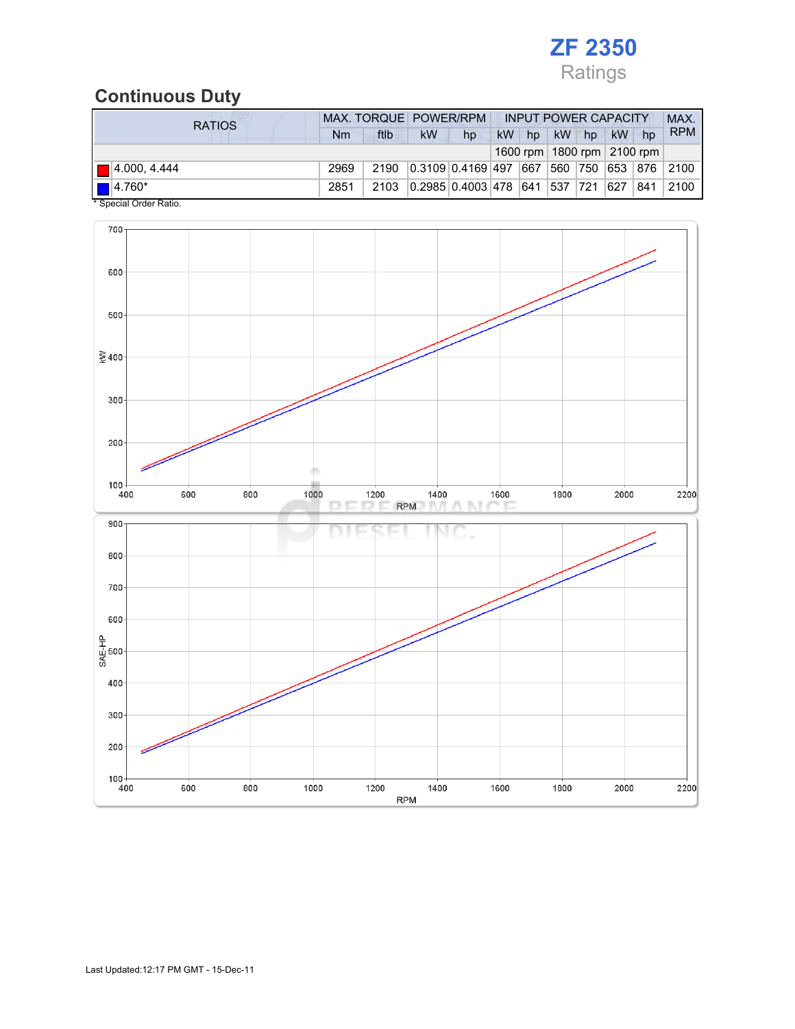# ZF 2350

Ratings

## Continuous Duty

| RATIOS | MAX. TORQUE | | POWER/RPM | | INPUT POWER CAPACITY | | | | | | MAX. RPM |
|---|---|---|---|---|---|---|---|---|---|---|---|
| | Nm | ftlb | kW | hp | kW | hp | kW | hp | kW | hp | |
| | | | | | 1600 rpm | | 1800 rpm | | 2100 rpm | | |
| 4.000, 4.444 | 2969 | 2190 | 0.3109 | 0.4169 | 497 | 667 | 560 | 750 | 653 | 876 | 2100 |
| 4.760* | 2851 | 2103 | 0.2985 | 0.4003 | 478 | 641 | 537 | 721 | 627 | 841 | 2100 |

* Special Order Ratio.

Last Updated:12:17 PM GMT - 15-Dec-11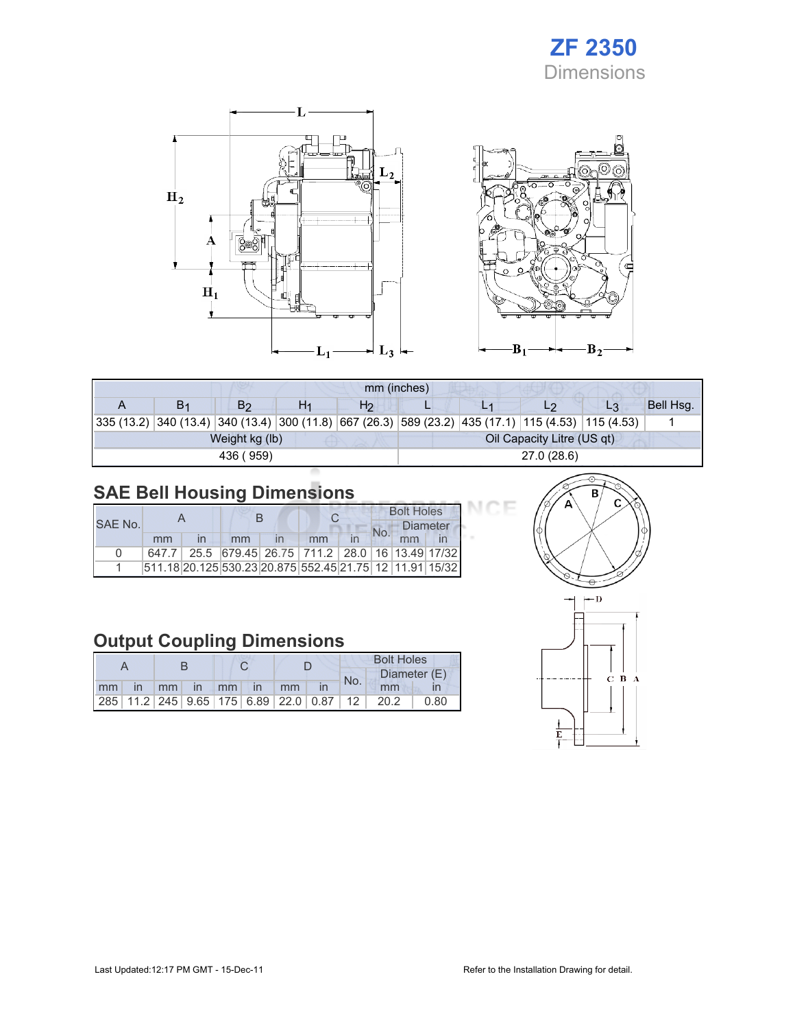# ZF 2350

## Dimensions

| mm (inches) | | | | | | | | | |
|---|---|---|---|---|---|---|---|---|---|
| A | $B_1$ | $B_2$ | $H_1$ | $H_2$ | L | $L_1$ | $L_2$ | $L_3$ | Bell Hsg. |
| 335 (13.2) | 340 (13.4) | 340 (13.4) | 300 (11.8) | 667 (26.3) | 589 (23.2) | 435 (17.1) | 115 (4.53) | 115 (4.53) | 1 |

| Weight kg (lb) | Oil Capacity Litre (US qt) |
|---|---|
| 436 ( 959) | 27.0 (28.6) |

## SAE Bell Housing Dimensions

| SAE No. | A | | B | | C | | Bolt Holes | | |
|---|---|---|---|---|---|---|---|---|---|
| | | | | | | | No. | Diameter | |
| | mm | in | mm | in | mm | in | | mm | in |
| 0 | 647.7 | 25.5 | 679.45 | 26.75 | 711.2 | 28.0 | 16 | 13.49 | 17/32 |
| 1 | 511.18 | 20.125 | 530.23 | 20.875 | 552.45 | 21.75 | 12 | 11.91 | 15/32 |

## Output Coupling Dimensions

| A | | B | | C | | D | | Bolt Holes | | |
|---|---|---|---|---|---|---|---|---|---|---|
| | | | | | | | | No. | Diameter (E) | |
| mm | in | mm | in | mm | in | mm | in | | mm | in |
| 285 | 11.2 | 245 | 9.65 | 175 | 6.89 | 22.0 | 0.87 | 12 | 20.2 | 0.80 |

Last Updated:12:17 PM GMT - 15-Dec-11

Refer to the Installation Drawing for detail.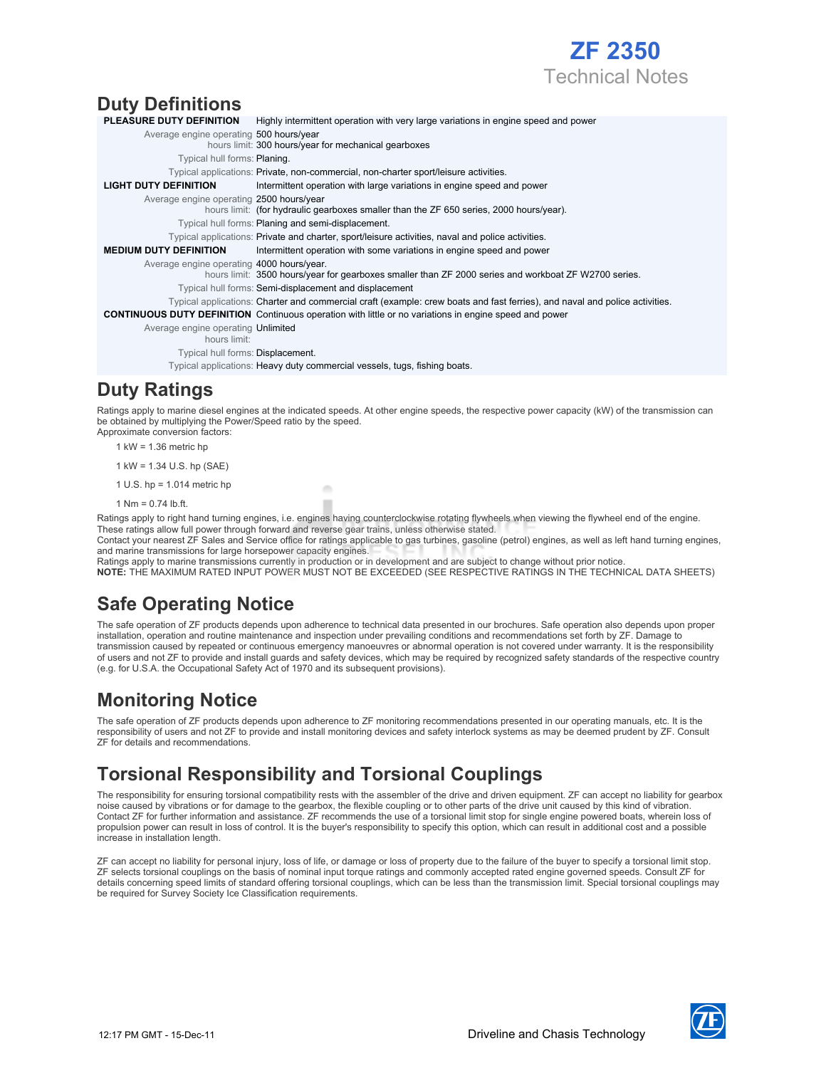# ZF 2350

## Technical Notes

## Duty Definitions

| | |
|---|---|
| **PLEASURE DUTY DEFINITION** | Highly intermittent operation with very large variations in engine speed and power |
| Average engine operating hours limit: | 500 hours/year<br>300 hours/year for mechanical gearboxes |
| Typical hull forms: | Planing. |
| Typical applications: | Private, non-commercial, non-charter sport/leisure activities. |
| **LIGHT DUTY DEFINITION** | Intermittent operation with large variations in engine speed and power |
| Average engine operating hours limit: | 2500 hours/year<br>(for hydraulic gearboxes smaller than the ZF 650 series, 2000 hours/year). |
| Typical hull forms: | Planing and semi-displacement. |
| Typical applications: | Private and charter, sport/leisure activities, naval and police activities. |
| **MEDIUM DUTY DEFINITION** | Intermittent operation with some variations in engine speed and power |
| Average engine operating hours limit: | 4000 hours/year.<br>3500 hours/year for gearboxes smaller than ZF 2000 series and workboat ZF W2700 series. |
| Typical hull forms: | Semi-displacement and displacement |
| Typical applications: | Charter and commercial craft (example: crew boats and fast ferries), and naval and police activities. |
| **CONTINUOUS DUTY DEFINITION** | Continuous operation with little or no variations in engine speed and power |
| Average engine operating hours limit: | Unlimited |
| Typical hull forms: | Displacement. |
| Typical applications: | Heavy duty commercial vessels, tugs, fishing boats. |

## Duty Ratings

Ratings apply to marine diesel engines at the indicated speeds. At other engine speeds, the respective power capacity (kW) of the transmission can be obtained by multiplying the Power/Speed ratio by the speed.
Approximate conversion factors:

- 1 kW = 1.36 metric hp
- 1 kW = 1.34 U.S. hp (SAE)
- 1 U.S. hp = 1.014 metric hp
- 1 Nm = 0.74 lb.ft.

Ratings apply to right hand turning engines, i.e. engines having counterclockwise rotating flywheels when viewing the flywheel end of the engine. These ratings allow full power through forward and reverse gear trains, unless otherwise stated.
Contact your nearest ZF Sales and Service office for ratings applicable to gas turbines, gasoline (petrol) engines, as well as left hand turning engines, and marine transmissions for large horsepower capacity engines.
Ratings apply to marine transmissions currently in production or in development and are subject to change without prior notice.
**NOTE:** THE MAXIMUM RATED INPUT POWER MUST NOT BE EXCEEDED (SEE RESPECTIVE RATINGS IN THE TECHNICAL DATA SHEETS)

## Safe Operating Notice

The safe operation of ZF products depends upon adherence to technical data presented in our brochures. Safe operation also depends upon proper installation, operation and routine maintenance and inspection under prevailing conditions and recommendations set forth by ZF. Damage to transmission caused by repeated or continuous emergency manoeuvres or abnormal operation is not covered under warranty. It is the responsibility of users and not ZF to provide and install guards and safety devices, which may be required by recognized safety standards of the respective country (e.g. for U.S.A. the Occupational Safety Act of 1970 and its subsequent provisions).

## Monitoring Notice

The safe operation of ZF products depends upon adherence to ZF monitoring recommendations presented in our operating manuals, etc. It is the responsibility of users and not ZF to provide and install monitoring devices and safety interlock systems as may be deemed prudent by ZF. Consult ZF for details and recommendations.

## Torsional Responsibility and Torsional Couplings

The responsibility for ensuring torsional compatibility rests with the assembler of the drive and driven equipment. ZF can accept no liability for gearbox noise caused by vibrations or for damage to the gearbox, the flexible coupling or to other parts of the drive unit caused by this kind of vibration. Contact ZF for further information and assistance. ZF recommends the use of a torsional limit stop for single engine powered boats, wherein loss of propulsion power can result in loss of control. It is the buyer's responsibility to specify this option, which can result in additional cost and a possible increase in installation length.

ZF can accept no liability for personal injury, loss of life, or damage or loss of property due to the failure of the buyer to specify a torsional limit stop. ZF selects torsional couplings on the basis of nominal input torque ratings and commonly accepted rated engine governed speeds. Consult ZF for details concerning speed limits of standard offering torsional couplings, which can be less than the transmission limit. Special torsional couplings may be required for Survey Society Ice Classification requirements.